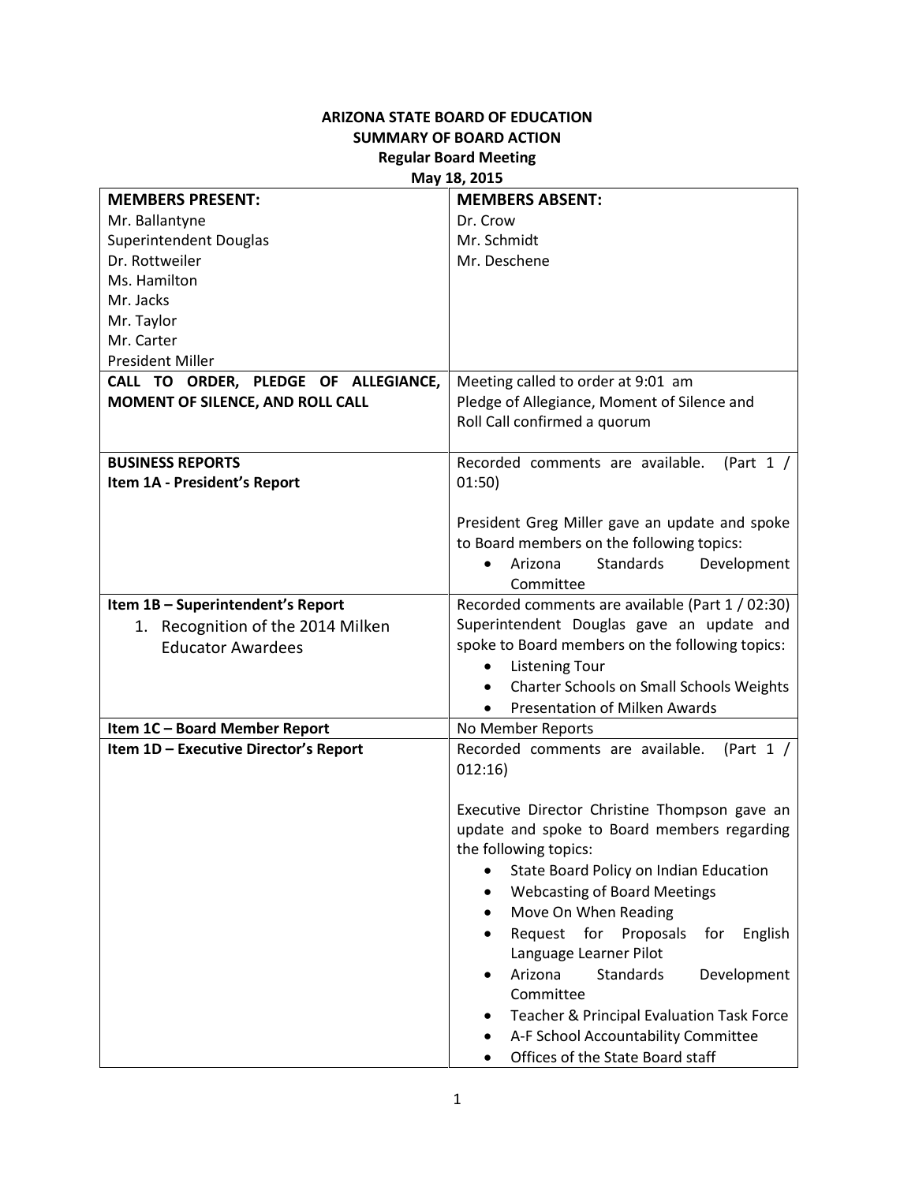**ARIZONA STATE BOARD OF EDUCATION**
**SUMMARY OF BOARD ACTION**
**Regular Board Meeting**
**May 18, 2015**

| **MEMBERS PRESENT:**<br>Mr. Ballantyne<br>Superintendent Douglas<br>Dr. Rottweiler<br>Ms. Hamilton<br>Mr. Jacks<br>Mr. Taylor<br>Mr. Carter<br>President Miller | **MEMBERS ABSENT:**<br>Dr. Crow<br>Mr. Schmidt<br>Mr. Deschene |
|---|---|
| **CALL TO ORDER, PLEDGE OF ALLEGIANCE, MOMENT OF SILENCE, AND ROLL CALL** | Meeting called to order at 9:01 am<br>Pledge of Allegiance, Moment of Silence and Roll Call confirmed a quorum |
| **BUSINESS REPORTS**<br>**Item 1A - President's Report** | Recorded comments are available. (Part 1 / 01:50)<br><br>President Greg Miller gave an update and spoke to Board members on the following topics:<br>• Arizona Standards Development Committee |
| **Item 1B – Superintendent's Report**<br>1. Recognition of the 2014 Milken Educator Awardees | Recorded comments are available (Part 1 / 02:30)<br>Superintendent Douglas gave an update and spoke to Board members on the following topics:<br>• Listening Tour<br>• Charter Schools on Small Schools Weights<br>• Presentation of Milken Awards |
| **Item 1C – Board Member Report** | No Member Reports |
| **Item 1D – Executive Director's Report** | Recorded comments are available. (Part 1 / 012:16)<br><br>Executive Director Christine Thompson gave an update and spoke to Board members regarding the following topics:<br>• State Board Policy on Indian Education<br>• Webcasting of Board Meetings<br>• Move On When Reading<br>• Request for Proposals for English Language Learner Pilot<br>• Arizona Standards Development Committee<br>• Teacher & Principal Evaluation Task Force<br>• A-F School Accountability Committee<br>• Offices of the State Board staff |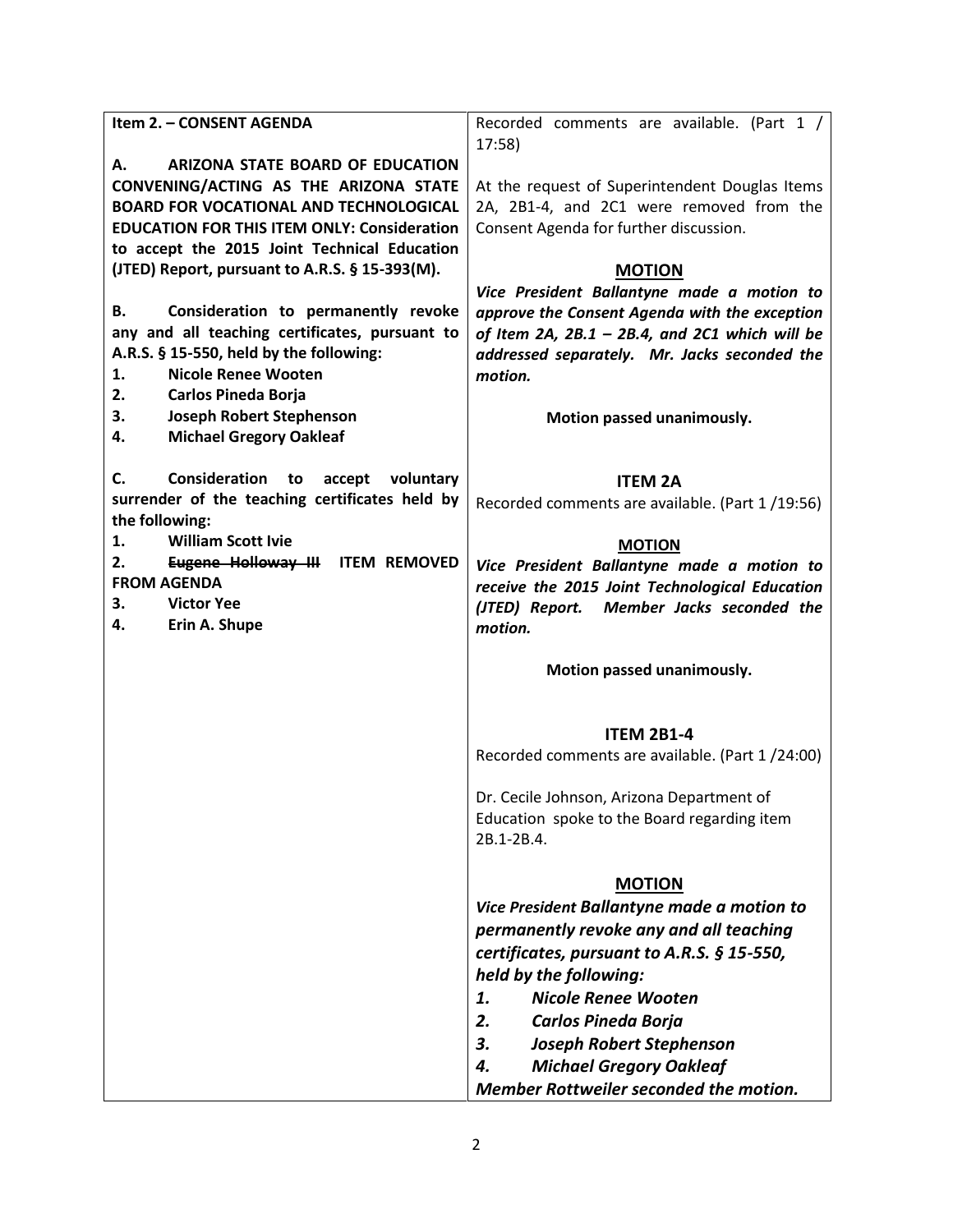| Item 2. – CONSENT AGENDA | |
|---|---|
| **A. ARIZONA STATE BOARD OF EDUCATION CONVENING/ACTING AS THE ARIZONA STATE BOARD FOR VOCATIONAL AND TECHNOLOGICAL EDUCATION FOR THIS ITEM ONLY: Consideration to accept the 2015 Joint Technical Education (JTED) Report, pursuant to A.R.S. § 15-393(M).**<br><br>**B. Consideration to permanently revoke any and all teaching certificates, pursuant to A.R.S. § 15-550, held by the following:**<br>**1. Nicole Renee Wooten**<br>**2. Carlos Pineda Borja**<br>**3. Joseph Robert Stephenson**<br>**4. Michael Gregory Oakleaf**<br><br>**C. Consideration to accept voluntary surrender of the teaching certificates held by the following:**<br>**1. William Scott Ivie**<br>**2. ~~Eugene Holloway III~~ ITEM REMOVED FROM AGENDA**<br>**3. Victor Yee**<br>**4. Erin A. Shupe** | Recorded comments are available. (Part 1 / 17:58)<br><br>At the request of Superintendent Douglas Items 2A, 2B1-4, and 2C1 were removed from the Consent Agenda for further discussion.<br><br>**MOTION**<br>***Vice President Ballantyne made a motion to approve the Consent Agenda with the exception of Item 2A, 2B.1 – 2B.4, and 2C1 which will be addressed separately. Mr. Jacks seconded the motion.***<br><br>**Motion passed unanimously.**<br><br>**ITEM 2A**<br>Recorded comments are available. (Part 1 /19:56)<br><br>**MOTION**<br>***Vice President Ballantyne made a motion to receive the 2015 Joint Technological Education (JTED) Report. Member Jacks seconded the motion.***<br><br>**Motion passed unanimously.**<br><br>**ITEM 2B1-4**<br>Recorded comments are available. (Part 1 /24:00)<br><br>Dr. Cecile Johnson, Arizona Department of Education spoke to the Board regarding item 2B.1-2B.4.<br><br>**MOTION**<br>***Vice President Ballantyne made a motion to permanently revoke any and all teaching certificates, pursuant to A.R.S. § 15-550, held by the following:***<br>***1. Nicole Renee Wooten***<br>***2. Carlos Pineda Borja***<br>***3. Joseph Robert Stephenson***<br>***4. Michael Gregory Oakleaf***<br>***Member Rottweiler seconded the motion.*** |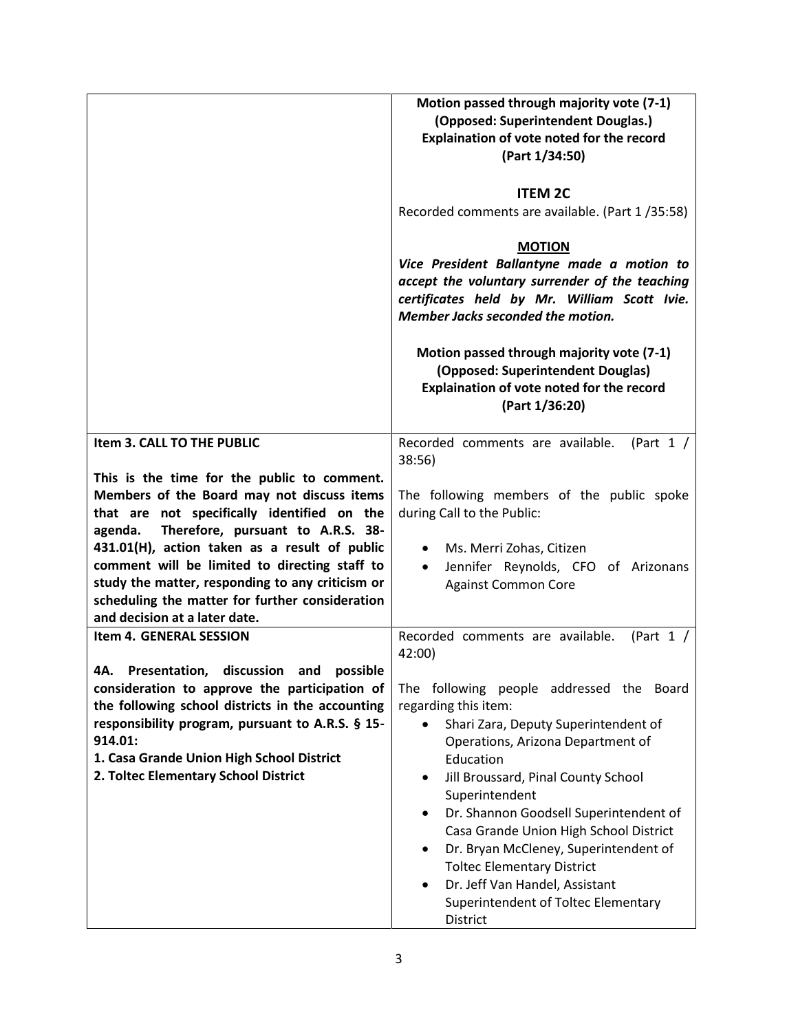| | |
|---|---|
| | **Motion passed through majority vote (7-1)**<br>**(Opposed: Superintendent Douglas.)**<br>**Explaination of vote noted for the record**<br>**(Part 1/34:50)**<br><br>**ITEM 2C**<br>Recorded comments are available. (Part 1 /35:58)<br><br>**MOTION**<br>***Vice President Ballantyne made a motion to accept the voluntary surrender of the teaching certificates held by Mr. William Scott Ivie. Member Jacks seconded the motion.***<br><br>**Motion passed through majority vote (7-1)**<br>**(Opposed: Superintendent Douglas)**<br>**Explaination of vote noted for the record**<br>**(Part 1/36:20)** |
| **Item 3. CALL TO THE PUBLIC**<br><br>**This is the time for the public to comment. Members of the Board may not discuss items that are not specifically identified on the agenda. Therefore, pursuant to A.R.S. 38-431.01(H), action taken as a result of public comment will be limited to directing staff to study the matter, responding to any criticism or scheduling the matter for further consideration and decision at a later date.** | Recorded comments are available. (Part 1 / 38:56)<br><br>The following members of the public spoke during Call to the Public:<br><br>• Ms. Merri Zohas, Citizen<br>• Jennifer Reynolds, CFO of Arizonans Against Common Core |
| **Item 4. GENERAL SESSION**<br><br>**4A. Presentation, discussion and possible consideration to approve the participation of the following school districts in the accounting responsibility program, pursuant to A.R.S. § 15-914.01:**<br>**1. Casa Grande Union High School District**<br>**2. Toltec Elementary School District** | Recorded comments are available. (Part 1 / 42:00)<br><br>The following people addressed the Board regarding this item:<br>• Shari Zara, Deputy Superintendent of Operations, Arizona Department of Education<br>• Jill Broussard, Pinal County School Superintendent<br>• Dr. Shannon Goodsell Superintendent of Casa Grande Union High School District<br>• Dr. Bryan McCleney, Superintendent of Toltec Elementary District<br>• Dr. Jeff Van Handel, Assistant Superintendent of Toltec Elementary District |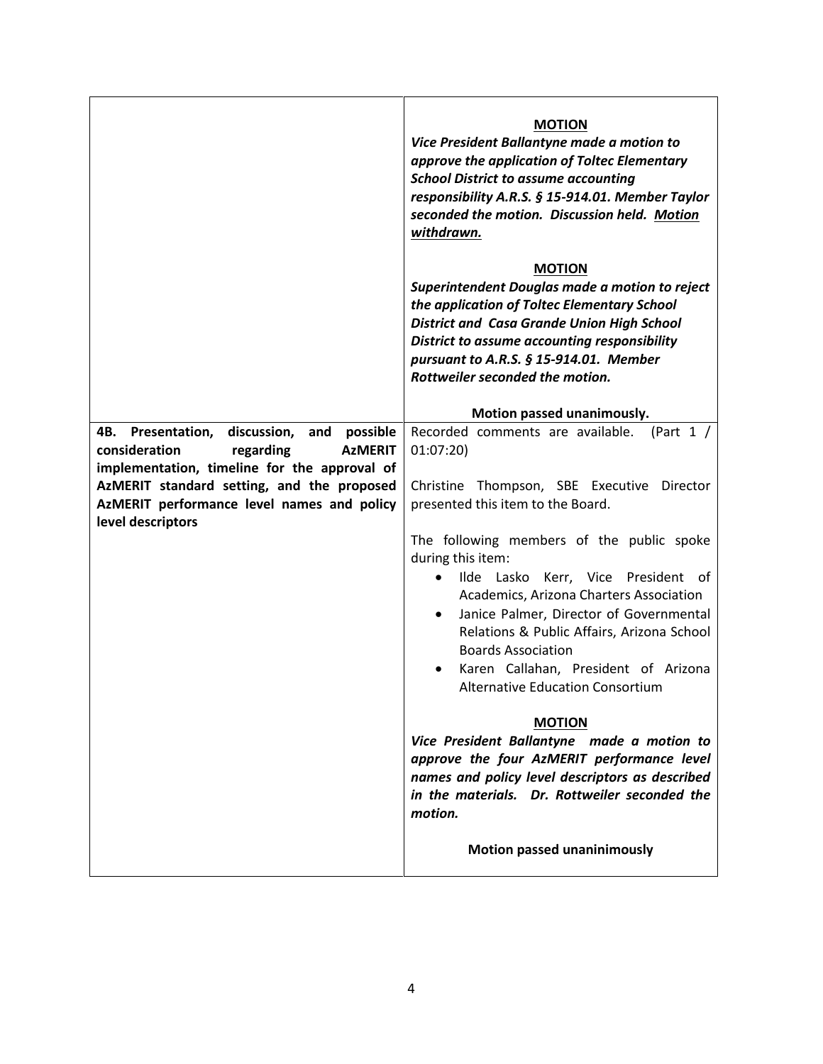| | |
|---|---|
| | **MOTION**<br>***Vice President Ballantyne made a motion to approve the application of Toltec Elementary School District to assume accounting responsibility A.R.S. § 15-914.01. Member Taylor seconded the motion. Discussion held. Motion withdrawn.***<br><br>**MOTION**<br>***Superintendent Douglas made a motion to reject the application of Toltec Elementary School District and Casa Grande Union High School District to assume accounting responsibility pursuant to A.R.S. § 15-914.01. Member Rottweiler seconded the motion.***<br><br>**Motion passed unanimously.** |
| **4B. Presentation, discussion, and possible consideration regarding AzMERIT implementation, timeline for the approval of AzMERIT standard setting, and the proposed AzMERIT performance level names and policy level descriptors** | Recorded comments are available. (Part 1 / 01:07:20)<br><br>Christine Thompson, SBE Executive Director presented this item to the Board.<br><br>The following members of the public spoke during this item:<br>• Ilde Lasko Kerr, Vice President of Academics, Arizona Charters Association<br>• Janice Palmer, Director of Governmental Relations & Public Affairs, Arizona School Boards Association<br>• Karen Callahan, President of Arizona Alternative Education Consortium<br><br>**MOTION**<br>***Vice President Ballantyne made a motion to approve the four AzMERIT performance level names and policy level descriptors as described in the materials. Dr. Rottweiler seconded the motion.***<br><br>**Motion passed unaninimously** |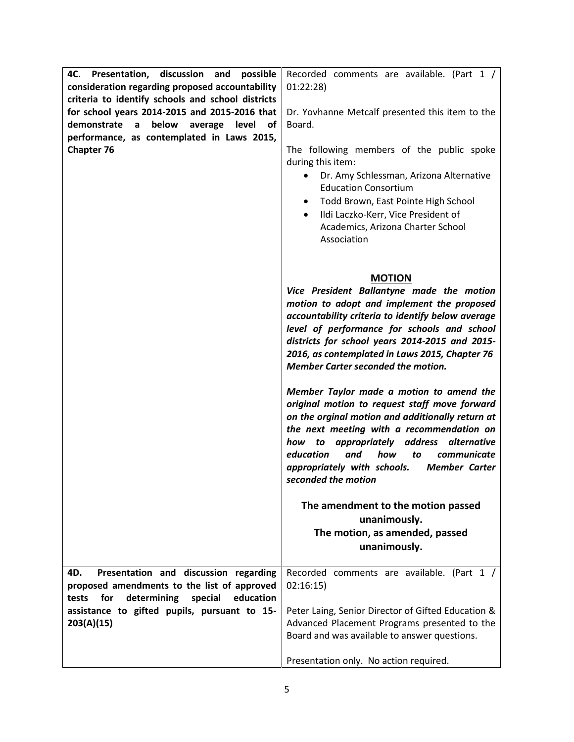| | |
|---|---|
| **4C. Presentation, discussion and possible consideration regarding proposed accountability criteria to identify schools and school districts for school years 2014-2015 and 2015-2016 that demonstrate a below average level of performance, as contemplated in Laws 2015, Chapter 76** | Recorded comments are available. (Part 1 / 01:22:28)<br><br>Dr. Yovhanne Metcalf presented this item to the Board.<br><br>The following members of the public spoke during this item:<br>• Dr. Amy Schlessman, Arizona Alternative Education Consortium<br>• Todd Brown, East Pointe High School<br>• Ildi Laczko-Kerr, Vice President of Academics, Arizona Charter School Association<br><br>**MOTION**<br>***Vice President Ballantyne made the motion motion to adopt and implement the proposed accountability criteria to identify below average level of performance for schools and school districts for school years 2014-2015 and 2015-2016, as contemplated in Laws 2015, Chapter 76 Member Carter seconded the motion.***<br><br>***Member Taylor made a motion to amend the original motion to request staff move forward on the orginal motion and additionally return at the next meeting with a recommendation on how to appropriately address alternative education and how to communicate appropriately with schools. Member Carter seconded the motion***<br><br>**The amendment to the motion passed unanimously.**<br>**The motion, as amended, passed unanimously.** |
| **4D. Presentation and discussion regarding proposed amendments to the list of approved tests for determining special education assistance to gifted pupils, pursuant to 15-203(A)(15)** | Recorded comments are available. (Part 1 / 02:16:15)<br><br>Peter Laing, Senior Director of Gifted Education & Advanced Placement Programs presented to the Board and was available to answer questions.<br><br>Presentation only. No action required. |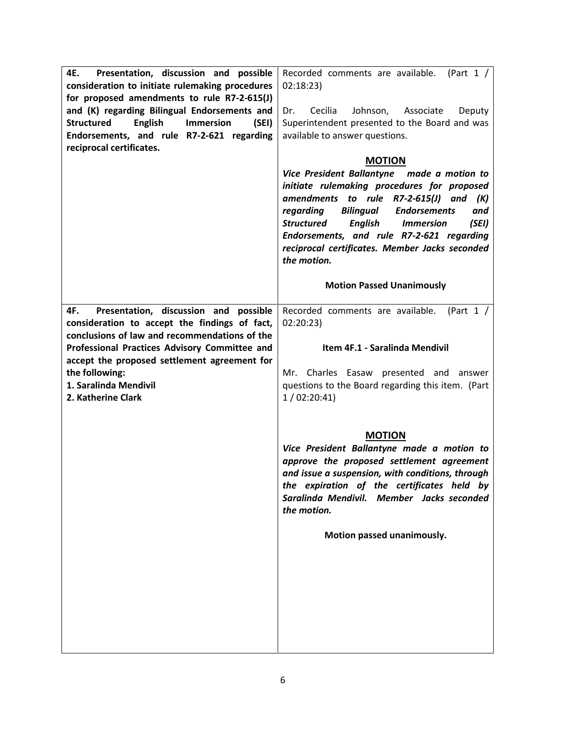| | |
|---|---|
| **4E. Presentation, discussion and possible consideration to initiate rulemaking procedures for proposed amendments to rule R7-2-615(J) and (K) regarding Bilingual Endorsements and Structured English Immersion (SEI) Endorsements, and rule R7-2-621 regarding reciprocal certificates.** | Recorded comments are available. (Part 1 / 02:18:23)<br><br>Dr. Cecilia Johnson, Associate Deputy Superintendent presented to the Board and was available to answer questions.<br><br>**MOTION**<br>***Vice President Ballantyne made a motion to initiate rulemaking procedures for proposed amendments to rule R7-2-615(J) and (K) regarding Bilingual Endorsements and Structured English Immersion (SEI) Endorsements, and rule R7-2-621 regarding reciprocal certificates. Member Jacks seconded the motion.***<br><br>**Motion Passed Unanimously** |
| **4F. Presentation, discussion and possible consideration to accept the findings of fact, conclusions of law and recommendations of the Professional Practices Advisory Committee and accept the proposed settlement agreement for the following:**<br>**1. Saralinda Mendivil**<br>**2. Katherine Clark** | Recorded comments are available. (Part 1 / 02:20:23)<br><br>**Item 4F.1 - Saralinda Mendivil**<br><br>Mr. Charles Easaw presented and answer questions to the Board regarding this item. (Part 1 / 02:20:41)<br><br>**MOTION**<br>***Vice President Ballantyne made a motion to approve the proposed settlement agreement and issue a suspension, with conditions, through the expiration of the certificates held by Saralinda Mendivil. Member Jacks seconded the motion.***<br><br>**Motion passed unanimously.** |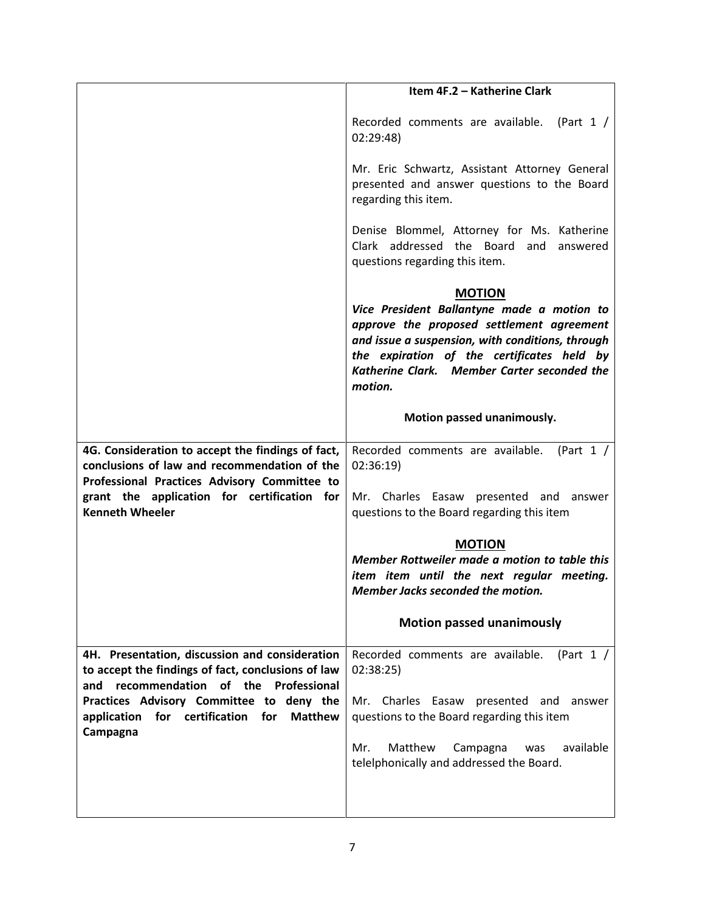| | |
|---|---|
| | **Item 4F.2 – Katherine Clark**<br><br>Recorded comments are available. (Part 1 / 02:29:48)<br><br>Mr. Eric Schwartz, Assistant Attorney General presented and answer questions to the Board regarding this item.<br><br>Denise Blommel, Attorney for Ms. Katherine Clark addressed the Board and answered questions regarding this item.<br><br>**MOTION**<br>***Vice President Ballantyne made a motion to approve the proposed settlement agreement and issue a suspension, with conditions, through the expiration of the certificates held by Katherine Clark. Member Carter seconded the motion.***<br><br>**Motion passed unanimously.** |
| **4G. Consideration to accept the findings of fact, conclusions of law and recommendation of the Professional Practices Advisory Committee to grant the application for certification for Kenneth Wheeler** | Recorded comments are available. (Part 1 / 02:36:19)<br><br>Mr. Charles Easaw presented and answer questions to the Board regarding this item<br><br>**MOTION**<br>***Member Rottweiler made a motion to table this item item until the next regular meeting. Member Jacks seconded the motion.***<br><br>**Motion passed unanimously** |
| **4H. Presentation, discussion and consideration to accept the findings of fact, conclusions of law and recommendation of the Professional Practices Advisory Committee to deny the application for certification for Matthew Campagna** | Recorded comments are available. (Part 1 / 02:38:25)<br><br>Mr. Charles Easaw presented and answer questions to the Board regarding this item<br><br>Mr. Matthew Campagna was available telelphonically and addressed the Board. |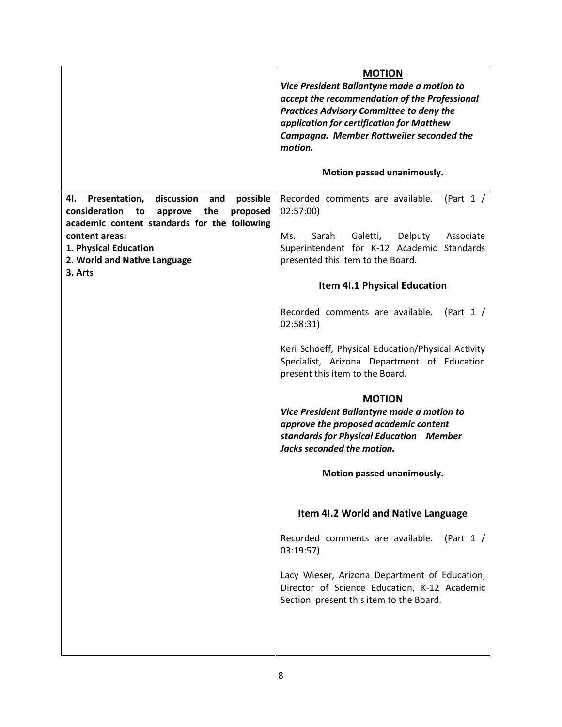| | |
|---|---|
| | **MOTION**<br>***Vice President Ballantyne made a motion to accept the recommendation of the Professional Practices Advisory Committee to deny the application for certification for Matthew Campagna. Member Rottweiler seconded the motion.***<br><br>**Motion passed unanimously.** |
| **4I. Presentation, discussion and possible consideration to approve the proposed academic content standards for the following content areas:**<br>**1. Physical Education**<br>**2. World and Native Language**<br>**3. Arts** | Recorded comments are available. (Part 1 / 02:57:00)<br><br>Ms. Sarah Galetti, Delputy Associate Superintendent for K-12 Academic Standards presented this item to the Board.<br><br>**Item 4I.1 Physical Education**<br><br>Recorded comments are available. (Part 1 / 02:58:31)<br><br>Keri Schoeff, Physical Education/Physical Activity Specialist, Arizona Department of Education present this item to the Board.<br><br>**MOTION**<br>***Vice President Ballantyne made a motion to approve the proposed academic content standards for Physical Education Member Jacks seconded the motion.***<br><br>**Motion passed unanimously.**<br><br>**Item 4I.2 World and Native Language**<br><br>Recorded comments are available. (Part 1 / 03:19:57)<br><br>Lacy Wieser, Arizona Department of Education, Director of Science Education, K-12 Academic Section present this item to the Board. |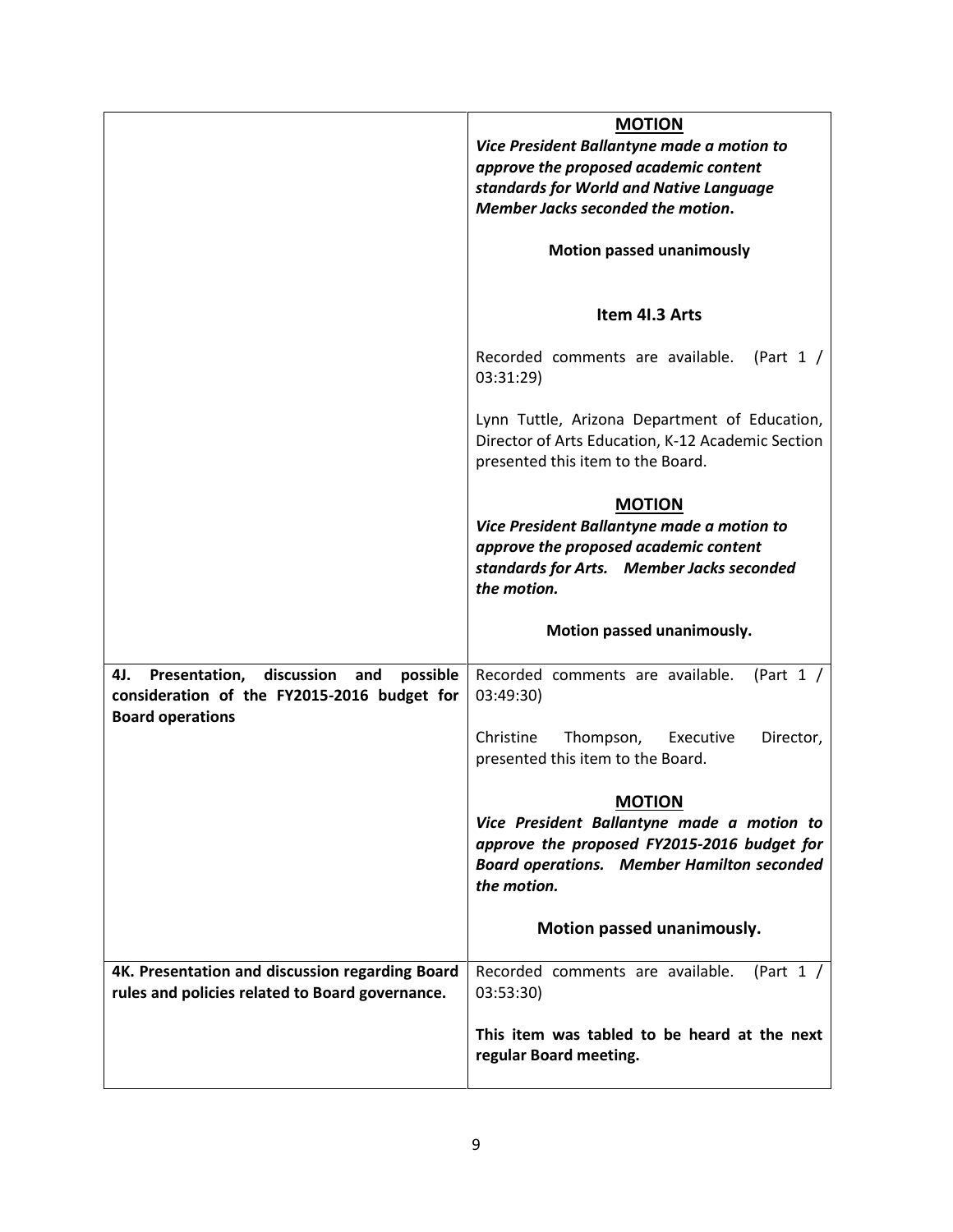| | |
|---|---|
| | **MOTION**<br>***Vice President Ballantyne made a motion to approve the proposed academic content standards for World and Native Language Member Jacks seconded the motion.***<br><br>**Motion passed unanimously**<br><br>**Item 4I.3 Arts**<br><br>Recorded comments are available. (Part 1 / 03:31:29)<br><br>Lynn Tuttle, Arizona Department of Education, Director of Arts Education, K-12 Academic Section presented this item to the Board.<br><br>**MOTION**<br>***Vice President Ballantyne made a motion to approve the proposed academic content standards for Arts. Member Jacks seconded the motion.***<br><br>**Motion passed unanimously.** |
| **4J. Presentation, discussion and possible consideration of the FY2015-2016 budget for Board operations** | Recorded comments are available. (Part 1 / 03:49:30)<br><br>Christine Thompson, Executive Director, presented this item to the Board.<br><br>**MOTION**<br>***Vice President Ballantyne made a motion to approve the proposed FY2015-2016 budget for Board operations. Member Hamilton seconded the motion.***<br><br>**Motion passed unanimously.** |
| **4K. Presentation and discussion regarding Board rules and policies related to Board governance.** | Recorded comments are available. (Part 1 / 03:53:30)<br><br>**This item was tabled to be heard at the next regular Board meeting.** |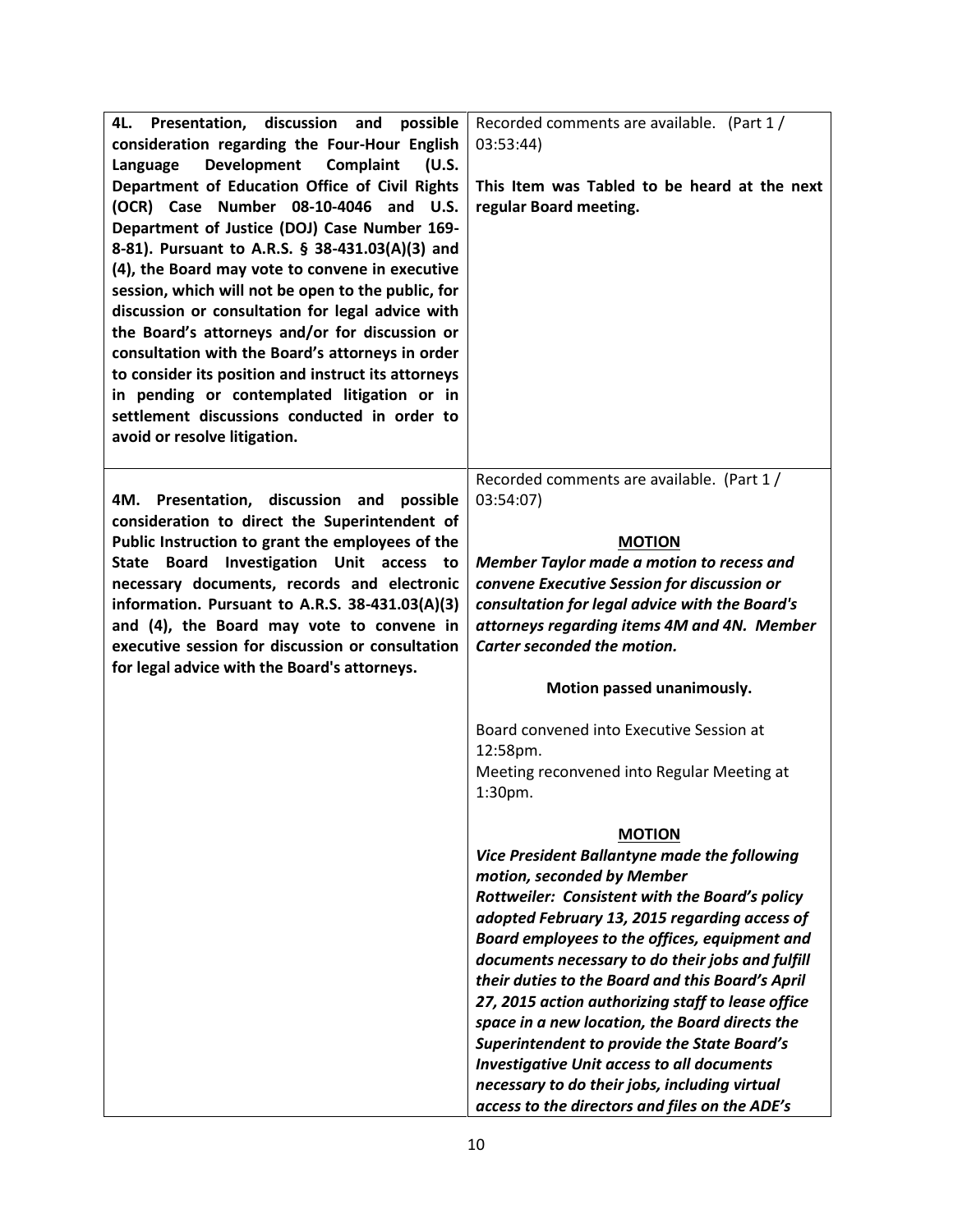| | |
|---|---|
| **4L. Presentation, discussion and possible consideration regarding the Four-Hour English Language Development Complaint (U.S. Department of Education Office of Civil Rights (OCR) Case Number 08-10-4046 and U.S. Department of Justice (DOJ) Case Number 169-8-81). Pursuant to A.R.S. § 38-431.03(A)(3) and (4), the Board may vote to convene in executive session, which will not be open to the public, for discussion or consultation for legal advice with the Board's attorneys and/or for discussion or consultation with the Board's attorneys in order to consider its position and instruct its attorneys in pending or contemplated litigation or in settlement discussions conducted in order to avoid or resolve litigation.** | Recorded comments are available. (Part 1 / 03:53:44)<br><br>**This Item was Tabled to be heard at the next regular Board meeting.** |
| **4M. Presentation, discussion and possible consideration to direct the Superintendent of Public Instruction to grant the employees of the State Board Investigation Unit access to necessary documents, records and electronic information. Pursuant to A.R.S. 38-431.03(A)(3) and (4), the Board may vote to convene in executive session for discussion or consultation for legal advice with the Board's attorneys.** | Recorded comments are available. (Part 1 / 03:54:07)<br><br>**MOTION**<br>***Member Taylor made a motion to recess and convene Executive Session for discussion or consultation for legal advice with the Board's attorneys regarding items 4M and 4N. Member Carter seconded the motion.***<br><br>**Motion passed unanimously.**<br><br>Board convened into Executive Session at 12:58pm.<br>Meeting reconvened into Regular Meeting at 1:30pm.<br><br>**MOTION**<br>***Vice President Ballantyne made the following motion, seconded by Member Rottweiler: Consistent with the Board's policy adopted February 13, 2015 regarding access of Board employees to the offices, equipment and documents necessary to do their jobs and fulfill their duties to the Board and this Board's April 27, 2015 action authorizing staff to lease office space in a new location, the Board directs the Superintendent to provide the State Board's Investigative Unit access to all documents necessary to do their jobs, including virtual access to the directors and files on the ADE's*** |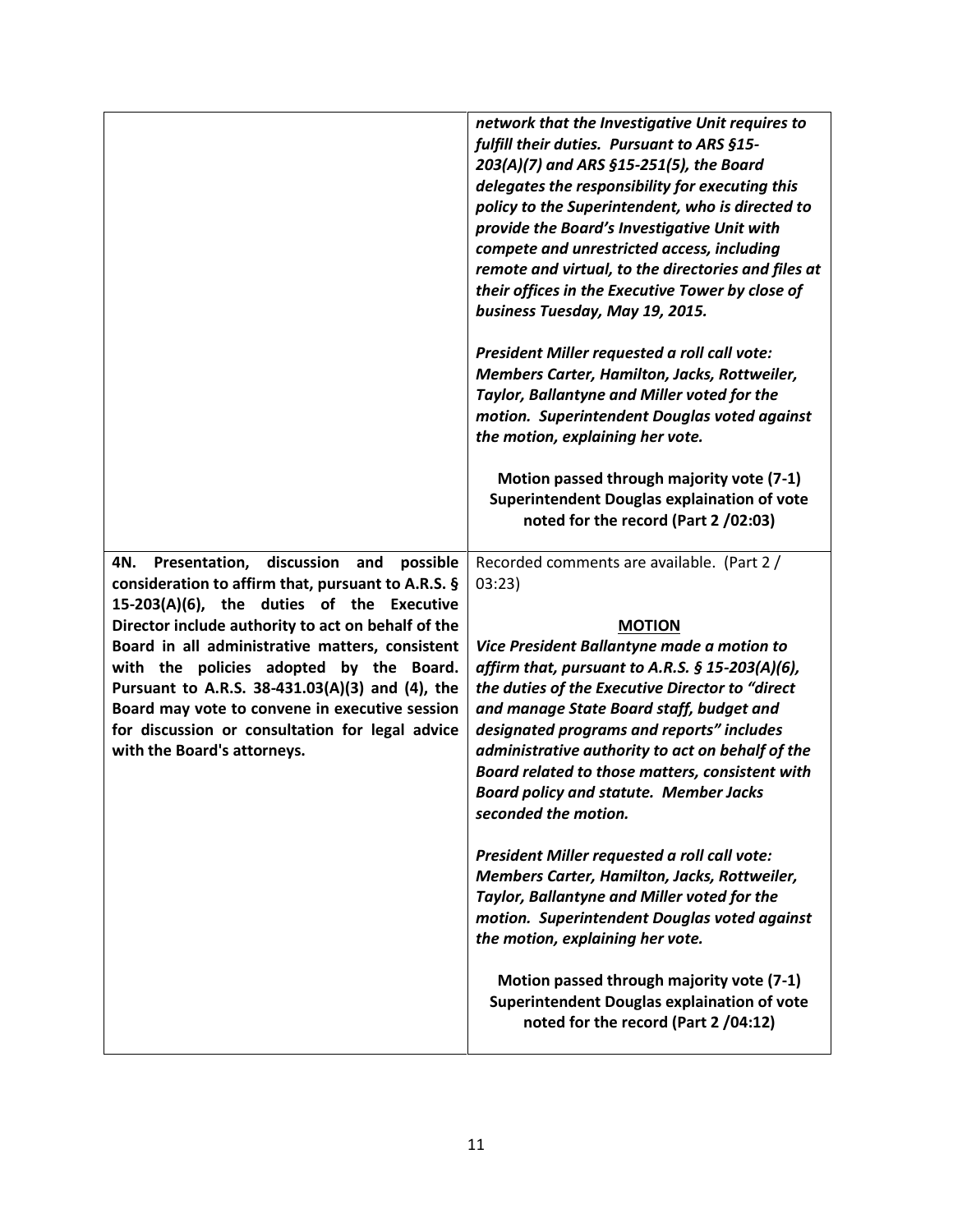| | |
|---|---|
| | ***network that the Investigative Unit requires to fulfill their duties. Pursuant to ARS §15-203(A)(7) and ARS §15-251(5), the Board delegates the responsibility for executing this policy to the Superintendent, who is directed to provide the Board's Investigative Unit with compete and unrestricted access, including remote and virtual, to the directories and files at their offices in the Executive Tower by close of business Tuesday, May 19, 2015.***<br><br>***President Miller requested a roll call vote: Members Carter, Hamilton, Jacks, Rottweiler, Taylor, Ballantyne and Miller voted for the motion. Superintendent Douglas voted against the motion, explaining her vote.***<br><br>**Motion passed through majority vote (7-1) Superintendent Douglas explaination of vote noted for the record (Part 2 /02:03)** |
| **4N. Presentation, discussion and possible consideration to affirm that, pursuant to A.R.S. § 15-203(A)(6), the duties of the Executive Director include authority to act on behalf of the Board in all administrative matters, consistent with the policies adopted by the Board. Pursuant to A.R.S. 38-431.03(A)(3) and (4), the Board may vote to convene in executive session for discussion or consultation for legal advice with the Board's attorneys.** | Recorded comments are available. (Part 2 / 03:23)<br><br>**MOTION**<br><br>***Vice President Ballantyne made a motion to affirm that, pursuant to A.R.S. § 15-203(A)(6), the duties of the Executive Director to "direct and manage State Board staff, budget and designated programs and reports" includes administrative authority to act on behalf of the Board related to those matters, consistent with Board policy and statute. Member Jacks seconded the motion.***<br><br>***President Miller requested a roll call vote: Members Carter, Hamilton, Jacks, Rottweiler, Taylor, Ballantyne and Miller voted for the motion. Superintendent Douglas voted against the motion, explaining her vote.***<br><br>**Motion passed through majority vote (7-1) Superintendent Douglas explaination of vote noted for the record (Part 2 /04:12)** |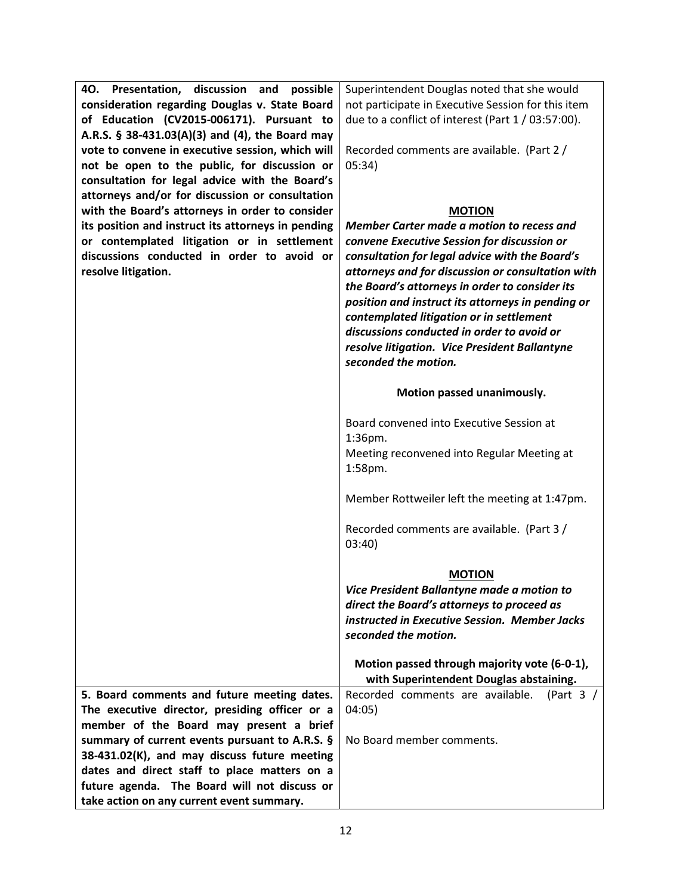| | |
|---|---|
| **4O. Presentation, discussion and possible consideration regarding Douglas v. State Board of Education (CV2015-006171). Pursuant to A.R.S. § 38-431.03(A)(3) and (4), the Board may vote to convene in executive session, which will not be open to the public, for discussion or consultation for legal advice with the Board's attorneys and/or for discussion or consultation with the Board's attorneys in order to consider its position and instruct its attorneys in pending or contemplated litigation or in settlement discussions conducted in order to avoid or resolve litigation.** | Superintendent Douglas noted that she would not participate in Executive Session for this item due to a conflict of interest (Part 1 / 03:57:00).<br><br>Recorded comments are available. (Part 2 / 05:34)<br><br>**<u>MOTION</u>**<br>***Member Carter made a motion to recess and convene Executive Session for discussion or consultation for legal advice with the Board's attorneys and for discussion or consultation with the Board's attorneys in order to consider its position and instruct its attorneys in pending or contemplated litigation or in settlement discussions conducted in order to avoid or resolve litigation. Vice President Ballantyne seconded the motion.***<br><br>**Motion passed unanimously.**<br><br>Board convened into Executive Session at 1:36pm.<br>Meeting reconvened into Regular Meeting at 1:58pm.<br><br>Member Rottweiler left the meeting at 1:47pm.<br><br>Recorded comments are available. (Part 3 / 03:40)<br><br>**<u>MOTION</u>**<br>***Vice President Ballantyne made a motion to direct the Board's attorneys to proceed as instructed in Executive Session. Member Jacks seconded the motion.***<br><br>**Motion passed through majority vote (6-0-1), with Superintendent Douglas abstaining.** |
| **5. Board comments and future meeting dates. The executive director, presiding officer or a member of the Board may present a brief summary of current events pursuant to A.R.S. § 38-431.02(K), and may discuss future meeting dates and direct staff to place matters on a future agenda. The Board will not discuss or take action on any current event summary.** | Recorded comments are available. (Part 3 / 04:05)<br><br>No Board member comments. |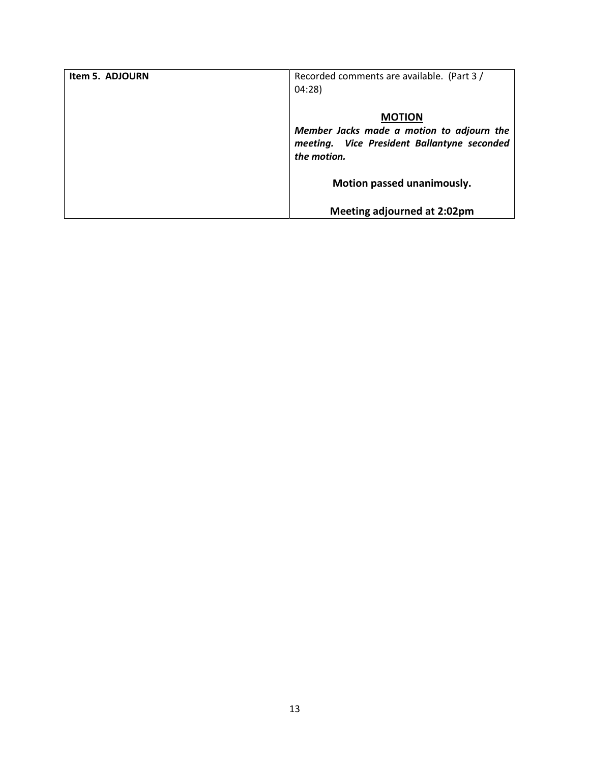| | |
|---|---|
| **Item 5. ADJOURN** | Recorded comments are available. (Part 3 / 04:28)<br><br>**MOTION**<br>***Member Jacks made a motion to adjourn the meeting. Vice President Ballantyne seconded the motion.***<br><br>**Motion passed unanimously.**<br><br>**Meeting adjourned at 2:02pm** |